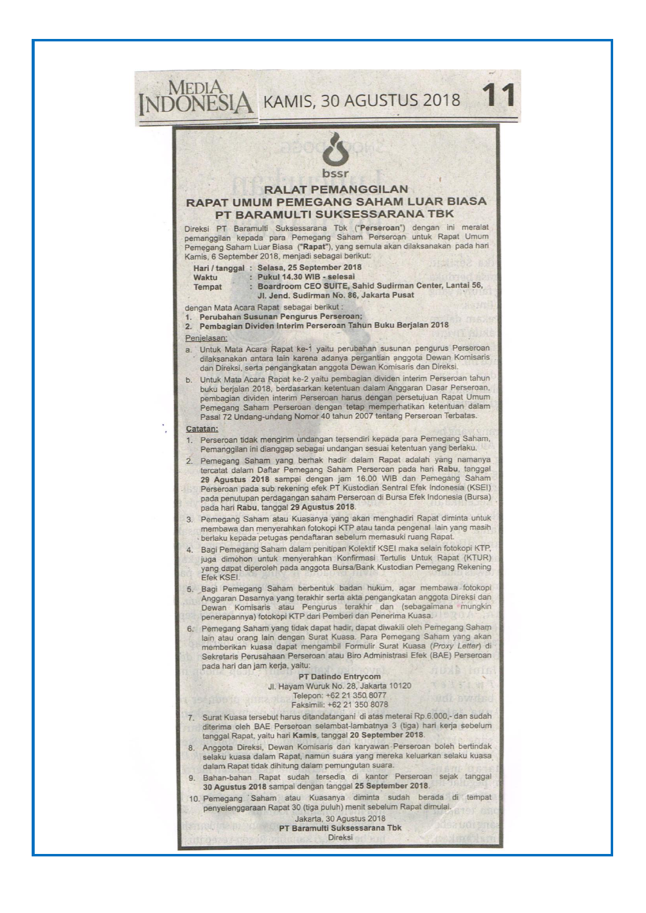bssr

# RALAT PEMANGGILAN RAPAT UMUM PEMEGANG SAHAM LUAR BIASA PT BARAMULTI SUKSESSARANA TBK

Direksi PT Baramulti Suksessarana Tbk ("**Perseroan**") dengan ini meralat pemanggilan kepada para Pemegang Saham Perseroan untuk Rapat Umum Pemegang Saham Luar Biasa ("**Rapat**"), yang semula akan dilaksanakan pada hari Kamis, 6 September 2018, menjadi sebagai berikut:

**Hari / tanggal : Selasa, 25 September 2018**
**Waktu : Pukul 14.30 WIB - selesai**
**Tempat : Boardroom CEO SUITE, Sahid Sudirman Center, Lantai 56, Jl. Jend. Sudirman No. 86, Jakarta Pusat**

dengan Mata Acara Rapat sebagai berikut :

1. **Perubahan Susunan Pengurus Perseroan;**
2. **Pembagian Dividen Interim Perseroan Tahun Buku Berjalan 2018**

Penjelasan:

a. Untuk Mata Acara Rapat ke-1 yaitu perubahan susunan pengurus Perseroan dilaksanakan antara lain karena adanya pergantian anggota Dewan Komisaris dan Direksi, serta pengangkatan anggota Dewan Komisaris dan Direksi.
b. Untuk Mata Acara Rapat ke-2 yaitu pembagian dividen interim Perseroan tahun buku berjalan 2018, berdasarkan ketentuan dalam Anggaran Dasar Perseroan, pembagian dividen interim Perseroan harus dengan persetujuan Rapat Umum Pemegang Saham Perseroan dengan tetap memperhatikan ketentuan dalam Pasal 72 Undang-undang Nomor 40 tahun 2007 tentang Perseroan Terbatas.

**Catatan:**

1. Perseroan tidak mengirim undangan tersendiri kepada para Pemegang Saham, Pemanggilan ini dianggap sebagai undangan sesuai ketentuan yang berlaku.
2. Pemegang Saham yang berhak hadir dalam Rapat adalah yang namanya tercatat dalam Daftar Pemegang Saham Perseroan pada hari **Rabu**, tanggal **29 Agustus 2018** sampai dengan jam 16.00 WIB dan Pemegang Saham Perseroan pada sub rekening efek PT Kustodian Sentral Efek Indonesia (KSEI) pada penutupan perdagangan saham Perseroan di Bursa Efek Indonesia (Bursa) pada hari **Rabu**, tanggal **29 Agustus 2018**.
3. Pemegang Saham atau Kuasanya yang akan menghadiri Rapat diminta untuk membawa dan menyerahkan fotokopi KTP atau tanda pengenal lain yang masih berlaku kepada petugas pendaftaran sebelum memasuki ruang Rapat.
4. Bagi Pemegang Saham dalam penitipan Kolektif KSEI maka selain fotokopi KTP, juga dimohon untuk menyerahkan Konfirmasi Tertulis Untuk Rapat (KTUR) yang dapat diperoleh pada anggota Bursa/Bank Kustodian Pemegang Rekening Efek KSEI.
5. Bagi Pemegang Saham berbentuk badan hukum, agar membawa fotokopi Anggaran Dasarnya yang terakhir serta akta pengangkatan anggota Direksi dan Dewan Komisaris atau Pengurus terakhir dan (sebagaimana mungkin penerapannya) fotokopi KTP dari Pemberi dan Penerima Kuasa.
6. Pemegang Saham yang tidak dapat hadir, dapat diwakili oleh Pemegang Saham lain atau orang lain dengan Surat Kuasa. Para Pemegang Saham yang akan memberikan kuasa dapat mengambil Formulir Surat Kuasa (*Proxy Letter*) di Sekretaris Perusahaan Perseroan atau Biro Administrasi Efek (BAE) Perseroan pada hari dan jam kerja, yaitu:

   **PT Datindo Entrycom**
   Jl. Hayam Wuruk No. 28, Jakarta 10120
   Telepon: +62 21 350 8077
   Faksimili: +62 21 350 8078

7. Surat Kuasa tersebut harus ditandatangani di atas meterai Rp.6.000,- dan sudah diterima oleh BAE Perseroan selambat-lambatnya 3 (tiga) hari kerja sebelum tanggal Rapat, yaitu hari **Kamis**, tanggal **20 September 2018**.
8. Anggota Direksi, Dewan Komisaris dan karyawan Perseroan boleh bertindak selaku kuasa dalam Rapat, namun suara yang mereka keluarkan selaku kuasa dalam Rapat tidak dihitung dalam pemungutan suara.
9. Bahan-bahan Rapat sudah tersedia di kantor Perseroan sejak tanggal **30 Agustus 2018** sampai dengan tanggal **25 September 2018**.
10. Pemegang Saham atau Kuasanya diminta sudah berada di tempat penyelenggaraan Rapat 30 (tiga puluh) menit sebelum Rapat dimulai.

Jakarta, 30 Agustus 2018
**PT Baramulti Suksessarana Tbk**
Direksi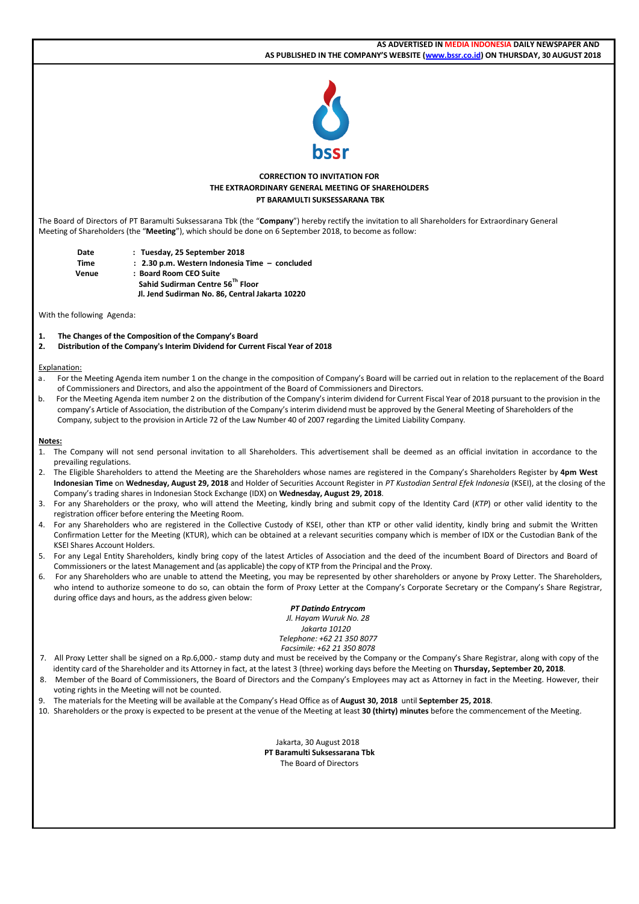**AS ADVERTISED IN MEDIA INDONESIA DAILY NEWSPAPER AND AS PUBLISHED IN THE COMPANY'S WEBSITE ([www.bssr.co.id](http://www.bssr.co.id)) ON THURSDAY, 30 AUGUST 2018**

bssr

**CORRECTION TO INVITATION FOR**
**THE EXTRAORDINARY GENERAL MEETING OF SHAREHOLDERS**
**PT BARAMULTI SUKSESSARANA TBK**

The Board of Directors of PT Baramulti Suksessarana Tbk (the "**Company**") hereby rectify the invitation to all Shareholders for Extraordinary General Meeting of Shareholders (the "**Meeting**"), which should be done on 6 September 2018, to become as follow:

| | |
|---|---|
| **Date** | **: Tuesday, 25 September 2018** |
| **Time** | **: 2.30 p.m. Western Indonesia Time – concluded** |
| **Venue** | **: Board Room CEO Suite**<br>**Sahid Sudirman Centre 56th Floor**<br>**Jl. Jend Sudirman No. 86, Central Jakarta 10220** |

With the following Agenda:

1. **The Changes of the Composition of the Company's Board**
2. **Distribution of the Company's Interim Dividend for Current Fiscal Year of 2018**

Explanation:

a. For the Meeting Agenda item number 1 on the change in the composition of Company's Board will be carried out in relation to the replacement of the Board of Commissioners and Directors, and also the appointment of the Board of Commissioners and Directors.

b. For the Meeting Agenda item number 2 on the distribution of the Company's interim dividend for Current Fiscal Year of 2018 pursuant to the provision in the company's Article of Association, the distribution of the Company's interim dividend must be approved by the General Meeting of Shareholders of the Company, subject to the provision in Article 72 of the Law Number 40 of 2007 regarding the Limited Liability Company.

**Notes:**

1. The Company will not send personal invitation to all Shareholders. This advertisement shall be deemed as an official invitation in accordance to the prevailing regulations.
2. The Eligible Shareholders to attend the Meeting are the Shareholders whose names are registered in the Company's Shareholders Register by **4pm West Indonesian Time** on **Wednesday, August 29, 2018** and Holder of Securities Account Register in *PT Kustodian Sentral Efek Indonesia* (KSEI), at the closing of the Company's trading shares in Indonesian Stock Exchange (IDX) on **Wednesday, August 29, 2018**.
3. For any Shareholders or the proxy, who will attend the Meeting, kindly bring and submit copy of the Identity Card (*KTP*) or other valid identity to the registration officer before entering the Meeting Room.
4. For any Shareholders who are registered in the Collective Custody of KSEI, other than KTP or other valid identity, kindly bring and submit the Written Confirmation Letter for the Meeting (KTUR), which can be obtained at a relevant securities company which is member of IDX or the Custodian Bank of the KSEI Shares Account Holders.
5. For any Legal Entity Shareholders, kindly bring copy of the latest Articles of Association and the deed of the incumbent Board of Directors and Board of Commissioners or the latest Management and (as applicable) the copy of KTP from the Principal and the Proxy.
6. For any Shareholders who are unable to attend the Meeting, you may be represented by other shareholders or anyone by Proxy Letter. The Shareholders, who intend to authorize someone to do so, can obtain the form of Proxy Letter at the Company's Corporate Secretary or the Company's Share Registrar, during office days and hours, as the address given below:

   ***PT Datindo Entrycom***
   *Jl. Hayam Wuruk No. 28*
   *Jakarta 10120*
   *Telephone: +62 21 350 8077*
   *Facsimile: +62 21 350 8078*

7. All Proxy Letter shall be signed on a Rp.6,000.- stamp duty and must be received by the Company or the Company's Share Registrar, along with copy of the identity card of the Shareholder and its Attorney in fact, at the latest 3 (three) working days before the Meeting on **Thursday, September 20, 2018**.
8. Member of the Board of Commissioners, the Board of Directors and the Company's Employees may act as Attorney in fact in the Meeting. However, their voting rights in the Meeting will not be counted.
9. The materials for the Meeting will be available at the Company's Head Office as of **August 30, 2018** until **September 25, 2018**.
10. Shareholders or the proxy is expected to be present at the venue of the Meeting at least **30 (thirty) minutes** before the commencement of the Meeting.

Jakarta, 30 August 2018
**PT Baramulti Suksessarana Tbk**
The Board of Directors